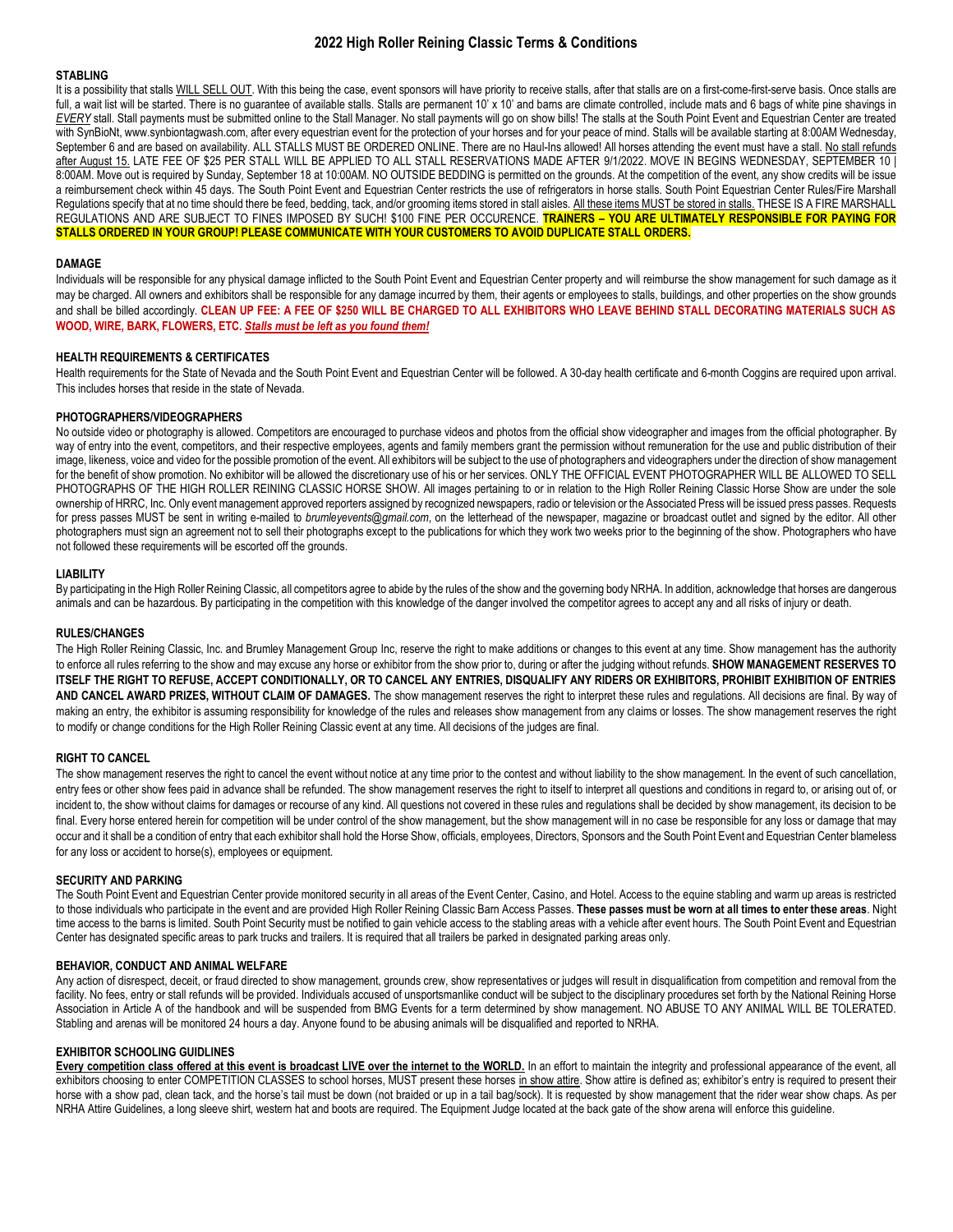# 2022 High Roller Reining Classic Terms & Conditions

## STABLING

It is a possibility that stalls WILL SELL OUT. With this being the case, event sponsors will have priority to receive stalls, after that stalls are on a first-come-first-serve basis. Once stalls are full, a wait list will be started. There is no guarantee of available stalls. Stalls are permanent 10' x 10' and barns are climate controlled, include mats and 6 bags of white pine shavings in *EVERY* stall. Stall payments must be submitted online to the Stall Manager. No stall payments will go on show bills! The stalls at the South Point Event and Equestrian Center are treated with SynBioNt, www.synbiontagwash.com, after every equestrian event for the protection of your horses and for your peace of mind. Stalls will be available starting at 8:00AM Wednesday, September 6 and are based on availability. ALL STALLS MUST BE ORDERED ONLINE. There are no Haul-Ins allowed! All horses attending the event must have a stall. No stall refunds after August 15. LATE FEE OF $25 PER STALL WILL BE APPLIED TO ALL STALL RESERVATIONS MADE AFTER 9/1/2022. MOVE IN BEGINS WEDNESDAY, SEPTEMBER 10 | 8:00AM. Move out is required by Sunday, September 18 at 10:00AM. NO OUTSIDE BEDDING is permitted on the grounds. At the competition of the event, any show credits will be issue a reimbursement check within 45 days. The South Point Event and Equestrian Center restricts the use of refrigerators in horse stalls. South Point Equestrian Center Rules/Fire Marshall Regulations specify that at no time should there be feed, bedding, tack, and/or grooming items stored in stall aisles. All these items MUST be stored in stalls. THESE IS A FIRE MARSHALL REGULATIONS AND ARE SUBJECT TO FINES IMPOSED BY SUCH! $100 FINE PER OCCURENCE. **TRAINERS – YOU ARE ULTIMATELY RESPONSIBLE FOR PAYING FOR STALLS ORDERED IN YOUR GROUP! PLEASE COMMUNICATE WITH YOUR CUSTOMERS TO AVOID DUPLICATE STALL ORDERS.**

## DAMAGE

Individuals will be responsible for any physical damage inflicted to the South Point Event and Equestrian Center property and will reimburse the show management for such damage as it may be charged. All owners and exhibitors shall be responsible for any damage incurred by them, their agents or employees to stalls, buildings, and other properties on the show grounds and shall be billed accordingly. **CLEAN UP FEE: A FEE OF $250 WILL BE CHARGED TO ALL EXHIBITORS WHO LEAVE BEHIND STALL DECORATING MATERIALS SUCH AS WOOD, WIRE, BARK, FLOWERS, ETC. *Stalls must be left as you found them!***

## HEALTH REQUIREMENTS & CERTIFICATES

Health requirements for the State of Nevada and the South Point Event and Equestrian Center will be followed. A 30-day health certificate and 6-month Coggins are required upon arrival. This includes horses that reside in the state of Nevada.

## PHOTOGRAPHERS/VIDEOGRAPHERS

No outside video or photography is allowed. Competitors are encouraged to purchase videos and photos from the official show videographer and images from the official photographer. By way of entry into the event, competitors, and their respective employees, agents and family members grant the permission without remuneration for the use and public distribution of their image, likeness, voice and video for the possible promotion of the event. All exhibitors will be subject to the use of photographers and videographers under the direction of show management for the benefit of show promotion. No exhibitor will be allowed the discretionary use of his or her services. ONLY THE OFFICIAL EVENT PHOTOGRAPHER WILL BE ALLOWED TO SELL PHOTOGRAPHS OF THE HIGH ROLLER REINING CLASSIC HORSE SHOW. All images pertaining to or in relation to the High Roller Reining Classic Horse Show are under the sole ownership of HRRC, Inc. Only event management approved reporters assigned by recognized newspapers, radio or television or the Associated Press will be issued press passes. Requests for press passes MUST be sent in writing e-mailed to *brumleyevents@gmail.com*, on the letterhead of the newspaper, magazine or broadcast outlet and signed by the editor. All other photographers must sign an agreement not to sell their photographs except to the publications for which they work two weeks prior to the beginning of the show. Photographers who have not followed these requirements will be escorted off the grounds.

## LIABILITY

By participating in the High Roller Reining Classic, all competitors agree to abide by the rules of the show and the governing body NRHA. In addition, acknowledge that horses are dangerous animals and can be hazardous. By participating in the competition with this knowledge of the danger involved the competitor agrees to accept any and all risks of injury or death.

## RULES/CHANGES

The High Roller Reining Classic, Inc. and Brumley Management Group Inc, reserve the right to make additions or changes to this event at any time. Show management has the authority to enforce all rules referring to the show and may excuse any horse or exhibitor from the show prior to, during or after the judging without refunds. **SHOW MANAGEMENT RESERVES TO ITSELF THE RIGHT TO REFUSE, ACCEPT CONDITIONALLY, OR TO CANCEL ANY ENTRIES, DISQUALIFY ANY RIDERS OR EXHIBITORS, PROHIBIT EXHIBITION OF ENTRIES AND CANCEL AWARD PRIZES, WITHOUT CLAIM OF DAMAGES.** The show management reserves the right to interpret these rules and regulations. All decisions are final. By way of making an entry, the exhibitor is assuming responsibility for knowledge of the rules and releases show management from any claims or losses. The show management reserves the right to modify or change conditions for the High Roller Reining Classic event at any time. All decisions of the judges are final.

## RIGHT TO CANCEL

The show management reserves the right to cancel the event without notice at any time prior to the contest and without liability to the show management. In the event of such cancellation, entry fees or other show fees paid in advance shall be refunded. The show management reserves the right to itself to interpret all questions and conditions in regard to, or arising out of, or incident to, the show without claims for damages or recourse of any kind. All questions not covered in these rules and regulations shall be decided by show management, its decision to be final. Every horse entered herein for competition will be under control of the show management, but the show management will in no case be responsible for any loss or damage that may occur and it shall be a condition of entry that each exhibitor shall hold the Horse Show, officials, employees, Directors, Sponsors and the South Point Event and Equestrian Center blameless for any loss or accident to horse(s), employees or equipment.

## SECURITY AND PARKING

The South Point Event and Equestrian Center provide monitored security in all areas of the Event Center, Casino, and Hotel. Access to the equine stabling and warm up areas is restricted to those individuals who participate in the event and are provided High Roller Reining Classic Barn Access Passes. **These passes must be worn at all times to enter these areas**. Night time access to the barns is limited. South Point Security must be notified to gain vehicle access to the stabling areas with a vehicle after event hours. The South Point Event and Equestrian Center has designated specific areas to park trucks and trailers. It is required that all trailers be parked in designated parking areas only.

## BEHAVIOR, CONDUCT AND ANIMAL WELFARE

Any action of disrespect, deceit, or fraud directed to show management, grounds crew, show representatives or judges will result in disqualification from competition and removal from the facility. No fees, entry or stall refunds will be provided. Individuals accused of unsportsmanlike conduct will be subject to the disciplinary procedures set forth by the National Reining Horse Association in Article A of the handbook and will be suspended from BMG Events for a term determined by show management. NO ABUSE TO ANY ANIMAL WILL BE TOLERATED. Stabling and arenas will be monitored 24 hours a day. Anyone found to be abusing animals will be disqualified and reported to NRHA.

## EXHIBITOR SCHOOLING GUIDLINES

**Every competition class offered at this event is broadcast LIVE over the internet to the WORLD.** In an effort to maintain the integrity and professional appearance of the event, all exhibitors choosing to enter COMPETITION CLASSES to school horses, MUST present these horses in show attire. Show attire is defined as; exhibitor's entry is required to present their horse with a show pad, clean tack, and the horse's tail must be down (not braided or up in a tail bag/sock). It is requested by show management that the rider wear show chaps. As per NRHA Attire Guidelines, a long sleeve shirt, western hat and boots are required. The Equipment Judge located at the back gate of the show arena will enforce this guideline.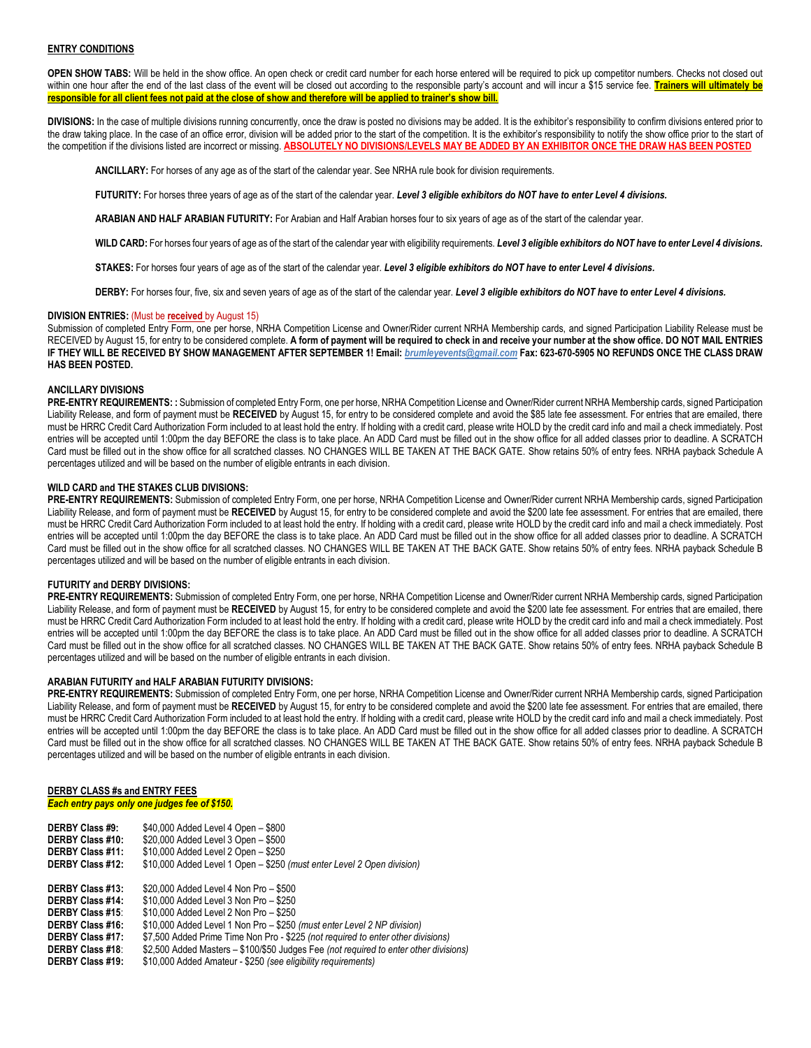**ENTRY CONDITIONS**

**OPEN SHOW TABS:** Will be held in the show office. An open check or credit card number for each horse entered will be required to pick up competitor numbers. Checks not closed out within one hour after the end of the last class of the event will be closed out according to the responsible party's account and will incur a $15 service fee. **Trainers will ultimately be responsible for all client fees not paid at the close of show and therefore will be applied to trainer's show bill.**

**DIVISIONS:** In the case of multiple divisions running concurrently, once the draw is posted no divisions may be added. It is the exhibitor's responsibility to confirm divisions entered prior to the draw taking place. In the case of an office error, division will be added prior to the start of the competition. It is the exhibitor's responsibility to notify the show office prior to the start of the competition if the divisions listed are incorrect or missing. **ABSOLUTELY NO DIVISIONS/LEVELS MAY BE ADDED BY AN EXHIBITOR ONCE THE DRAW HAS BEEN POSTED**

**ANCILLARY:** For horses of any age as of the start of the calendar year. See NRHA rule book for division requirements.

**FUTURITY:** For horses three years of age as of the start of the calendar year. ***Level 3 eligible exhibitors do NOT have to enter Level 4 divisions.***

**ARABIAN AND HALF ARABIAN FUTURITY:** For Arabian and Half Arabian horses four to six years of age as of the start of the calendar year.

**WILD CARD:** For horses four years of age as of the start of the calendar year with eligibility requirements. ***Level 3 eligible exhibitors do NOT have to enter Level 4 divisions.***

**STAKES:** For horses four years of age as of the start of the calendar year. ***Level 3 eligible exhibitors do NOT have to enter Level 4 divisions.***

**DERBY:** For horses four, five, six and seven years of age as of the start of the calendar year. ***Level 3 eligible exhibitors do NOT have to enter Level 4 divisions.***

**DIVISION ENTRIES:** (Must be **received** by August 15)
Submission of completed Entry Form, one per horse, NRHA Competition License and Owner/Rider current NRHA Membership cards, and signed Participation Liability Release must be RECEIVED by August 15, for entry to be considered complete. **A form of payment will be required to check in and receive your number at the show office. DO NOT MAIL ENTRIES IF THEY WILL BE RECEIVED BY SHOW MANAGEMENT AFTER SEPTEMBER 1! Email:** ***brumleyevents@gmail.com*** **Fax: 623-670-5905 NO REFUNDS ONCE THE CLASS DRAW HAS BEEN POSTED.**

**ANCILLARY DIVISIONS**
**PRE-ENTRY REQUIREMENTS: :** Submission of completed Entry Form, one per horse, NRHA Competition License and Owner/Rider current NRHA Membership cards, signed Participation Liability Release, and form of payment must be **RECEIVED** by August 15, for entry to be considered complete and avoid the $85 late fee assessment. For entries that are emailed, there must be HRRC Credit Card Authorization Form included to at least hold the entry. If holding with a credit card, please write HOLD by the credit card info and mail a check immediately. Post entries will be accepted until 1:00pm the day BEFORE the class is to take place. An ADD Card must be filled out in the show office for all added classes prior to deadline. A SCRATCH Card must be filled out in the show office for all scratched classes. NO CHANGES WILL BE TAKEN AT THE BACK GATE. Show retains 50% of entry fees. NRHA payback Schedule A percentages utilized and will be based on the number of eligible entrants in each division.

**WILD CARD and THE STAKES CLUB DIVISIONS:**
**PRE-ENTRY REQUIREMENTS:** Submission of completed Entry Form, one per horse, NRHA Competition License and Owner/Rider current NRHA Membership cards, signed Participation Liability Release, and form of payment must be **RECEIVED** by August 15, for entry to be considered complete and avoid the $200 late fee assessment. For entries that are emailed, there must be HRRC Credit Card Authorization Form included to at least hold the entry. If holding with a credit card, please write HOLD by the credit card info and mail a check immediately. Post entries will be accepted until 1:00pm the day BEFORE the class is to take place. An ADD Card must be filled out in the show office for all added classes prior to deadline. A SCRATCH Card must be filled out in the show office for all scratched classes. NO CHANGES WILL BE TAKEN AT THE BACK GATE. Show retains 50% of entry fees. NRHA payback Schedule B percentages utilized and will be based on the number of eligible entrants in each division.

**FUTURITY and DERBY DIVISIONS:**
**PRE-ENTRY REQUIREMENTS:** Submission of completed Entry Form, one per horse, NRHA Competition License and Owner/Rider current NRHA Membership cards, signed Participation Liability Release, and form of payment must be **RECEIVED** by August 15, for entry to be considered complete and avoid the $200 late fee assessment. For entries that are emailed, there must be HRRC Credit Card Authorization Form included to at least hold the entry. If holding with a credit card, please write HOLD by the credit card info and mail a check immediately. Post entries will be accepted until 1:00pm the day BEFORE the class is to take place. An ADD Card must be filled out in the show office for all added classes prior to deadline. A SCRATCH Card must be filled out in the show office for all scratched classes. NO CHANGES WILL BE TAKEN AT THE BACK GATE. Show retains 50% of entry fees. NRHA payback Schedule B percentages utilized and will be based on the number of eligible entrants in each division.

**ARABIAN FUTURITY and HALF ARABIAN FUTURITY DIVISIONS:**
**PRE-ENTRY REQUIREMENTS:** Submission of completed Entry Form, one per horse, NRHA Competition License and Owner/Rider current NRHA Membership cards, signed Participation Liability Release, and form of payment must be **RECEIVED** by August 15, for entry to be considered complete and avoid the $200 late fee assessment. For entries that are emailed, there must be HRRC Credit Card Authorization Form included to at least hold the entry. If holding with a credit card, please write HOLD by the credit card info and mail a check immediately. Post entries will be accepted until 1:00pm the day BEFORE the class is to take place. An ADD Card must be filled out in the show office for all added classes prior to deadline. A SCRATCH Card must be filled out in the show office for all scratched classes. NO CHANGES WILL BE TAKEN AT THE BACK GATE. Show retains 50% of entry fees. NRHA payback Schedule B percentages utilized and will be based on the number of eligible entrants in each division.

**DERBY CLASS #s and ENTRY FEES**
***Each entry pays only one judges fee of $150.***

**DERBY Class #9:** $40,000 Added Level 4 Open – $800
**DERBY Class #10:** $20,000 Added Level 3 Open – $500
**DERBY Class #11:** $10,000 Added Level 2 Open – $250
**DERBY Class #12:** $10,000 Added Level 1 Open – $250 *(must enter Level 2 Open division)*

**DERBY Class #13:** $20,000 Added Level 4 Non Pro – $500
**DERBY Class #14:** $10,000 Added Level 3 Non Pro – $250
**DERBY Class #15:** $10,000 Added Level 2 Non Pro – $250
**DERBY Class #16:** $10,000 Added Level 1 Non Pro – $250 *(must enter Level 2 NP division)*
**DERBY Class #17:** $7,500 Added Prime Time Non Pro - $225 *(not required to enter other divisions)*
**DERBY Class #18:** $2,500 Added Masters – $100/$50 Judges Fee *(not required to enter other divisions)*
**DERBY Class #19:** $10,000 Added Amateur - $250 *(see eligibility requirements)*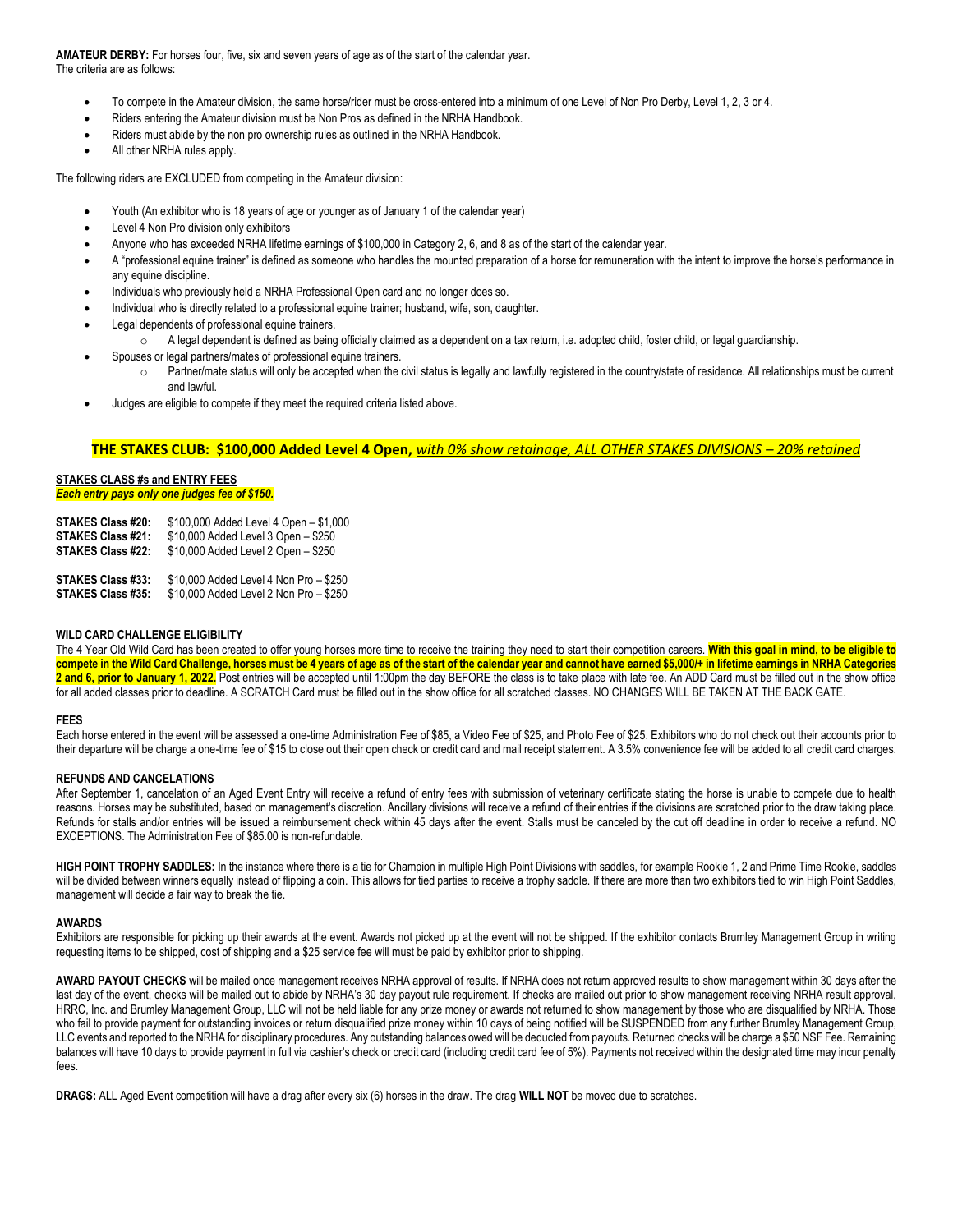**AMATEUR DERBY:** For horses four, five, six and seven years of age as of the start of the calendar year.
The criteria are as follows:

- To compete in the Amateur division, the same horse/rider must be cross-entered into a minimum of one Level of Non Pro Derby, Level 1, 2, 3 or 4.
- Riders entering the Amateur division must be Non Pros as defined in the NRHA Handbook.
- Riders must abide by the non pro ownership rules as outlined in the NRHA Handbook.
- All other NRHA rules apply.

The following riders are EXCLUDED from competing in the Amateur division:

- Youth (An exhibitor who is 18 years of age or younger as of January 1 of the calendar year)
- Level 4 Non Pro division only exhibitors
- Anyone who has exceeded NRHA lifetime earnings of $100,000 in Category 2, 6, and 8 as of the start of the calendar year.
- A "professional equine trainer" is defined as someone who handles the mounted preparation of a horse for remuneration with the intent to improve the horse's performance in any equine discipline.
- Individuals who previously held a NRHA Professional Open card and no longer does so.
- Individual who is directly related to a professional equine trainer; husband, wife, son, daughter.
- Legal dependents of professional equine trainers.
  - A legal dependent is defined as being officially claimed as a dependent on a tax return, i.e. adopted child, foster child, or legal guardianship.
- Spouses or legal partners/mates of professional equine trainers.
  - Partner/mate status will only be accepted when the civil status is legally and lawfully registered in the country/state of residence. All relationships must be current and lawful.
- Judges are eligible to compete if they meet the required criteria listed above.

## THE STAKES CLUB: $100,000 Added Level 4 Open, *with 0% show retainage, ALL OTHER STAKES DIVISIONS – 20% retained*

**STAKES CLASS #s and ENTRY FEES**
***Each entry pays only one judges fee of $150.***

**STAKES Class #20:** $100,000 Added Level 4 Open – $1,000
**STAKES Class #21:** $10,000 Added Level 3 Open – $250
**STAKES Class #22:** $10,000 Added Level 2 Open – $250

**STAKES Class #33:** $10,000 Added Level 4 Non Pro – $250
**STAKES Class #35:** $10,000 Added Level 2 Non Pro – $250

**WILD CARD CHALLENGE ELIGIBILITY**

The 4 Year Old Wild Card has been created to offer young horses more time to receive the training they need to start their competition careers. **With this goal in mind, to be eligible to compete in the Wild Card Challenge, horses must be 4 years of age as of the start of the calendar year and cannot have earned $5,000/+ in lifetime earnings in NRHA Categories 2 and 6, prior to January 1, 2022.** Post entries will be accepted until 1:00pm the day BEFORE the class is to take place with late fee. An ADD Card must be filled out in the show office for all added classes prior to deadline. A SCRATCH Card must be filled out in the show office for all scratched classes. NO CHANGES WILL BE TAKEN AT THE BACK GATE.

**FEES**

Each horse entered in the event will be assessed a one-time Administration Fee of $85, a Video Fee of $25, and Photo Fee of $25. Exhibitors who do not check out their accounts prior to their departure will be charge a one-time fee of $15 to close out their open check or credit card and mail receipt statement. A 3.5% convenience fee will be added to all credit card charges.

**REFUNDS AND CANCELATIONS**

After September 1, cancelation of an Aged Event Entry will receive a refund of entry fees with submission of veterinary certificate stating the horse is unable to compete due to health reasons. Horses may be substituted, based on management's discretion. Ancillary divisions will receive a refund of their entries if the divisions are scratched prior to the draw taking place. Refunds for stalls and/or entries will be issued a reimbursement check within 45 days after the event. Stalls must be canceled by the cut off deadline in order to receive a refund. NO EXCEPTIONS. The Administration Fee of $85.00 is non-refundable.

**HIGH POINT TROPHY SADDLES:** In the instance where there is a tie for Champion in multiple High Point Divisions with saddles, for example Rookie 1, 2 and Prime Time Rookie, saddles will be divided between winners equally instead of flipping a coin. This allows for tied parties to receive a trophy saddle. If there are more than two exhibitors tied to win High Point Saddles, management will decide a fair way to break the tie.

**AWARDS**

Exhibitors are responsible for picking up their awards at the event. Awards not picked up at the event will not be shipped. If the exhibitor contacts Brumley Management Group in writing requesting items to be shipped, cost of shipping and a $25 service fee will must be paid by exhibitor prior to shipping.

**AWARD PAYOUT CHECKS** will be mailed once management receives NRHA approval of results. If NRHA does not return approved results to show management within 30 days after the last day of the event, checks will be mailed out to abide by NRHA's 30 day payout rule requirement. If checks are mailed out prior to show management receiving NRHA result approval, HRRC, Inc. and Brumley Management Group, LLC will not be held liable for any prize money or awards not returned to show management by those who are disqualified by NRHA. Those who fail to provide payment for outstanding invoices or return disqualified prize money within 10 days of being notified will be SUSPENDED from any further Brumley Management Group, LLC events and reported to the NRHA for disciplinary procedures. Any outstanding balances owed will be deducted from payouts. Returned checks will be charge a $50 NSF Fee. Remaining balances will have 10 days to provide payment in full via cashier's check or credit card (including credit card fee of 5%). Payments not received within the designated time may incur penalty fees.

**DRAGS:** ALL Aged Event competition will have a drag after every six (6) horses in the draw. The drag **WILL NOT** be moved due to scratches.